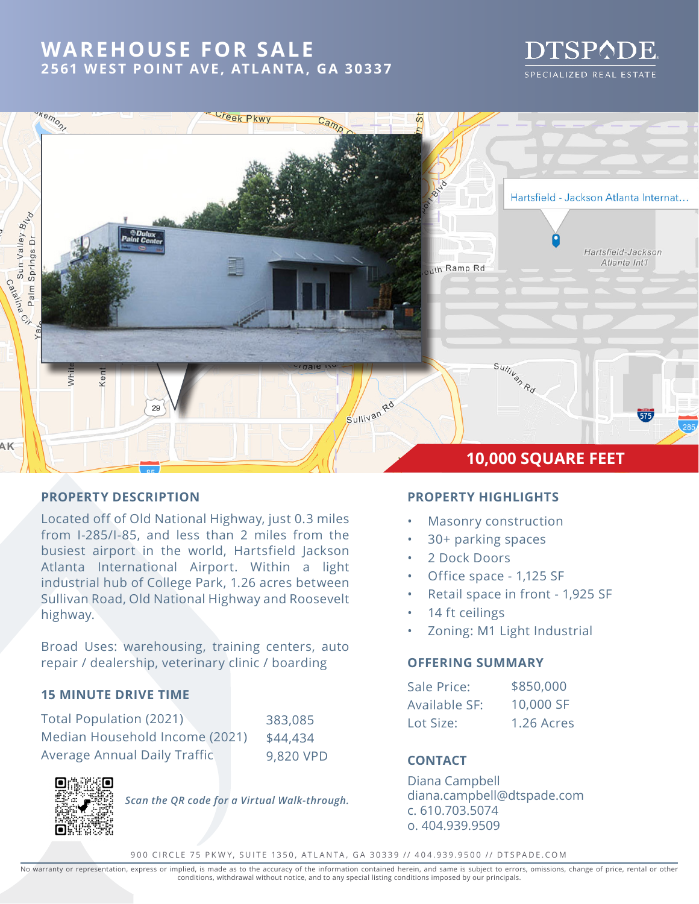# WAREHOUSE FOR SALE
## 2561 WEST POINT AVE, ATLANTA, GA 30337

DTSPADE
SPECIALIZED REAL ESTATE

**10,000 SQUARE FEET**

## PROPERTY DESCRIPTION

Located off of Old National Highway, just 0.3 miles from I-285/I-85, and less than 2 miles from the busiest airport in the world, Hartsfield Jackson Atlanta International Airport. Within a light industrial hub of College Park, 1.26 acres between Sullivan Road, Old National Highway and Roosevelt highway.

Broad Uses: warehousing, training centers, auto repair / dealership, veterinary clinic / boarding

## 15 MINUTE DRIVE TIME

| | |
|---|---|
| Total Population (2021) | 383,085 |
| Median Household Income (2021) | $44,434 |
| Average Annual Daily Traffic | 9,820 VPD |

*Scan the QR code for a Virtual Walk-through.*

## PROPERTY HIGHLIGHTS

- Masonry construction
- 30+ parking spaces
- 2 Dock Doors
- Office space - 1,125 SF
- Retail space in front - 1,925 SF
- 14 ft ceilings
- Zoning: M1 Light Industrial

## OFFERING SUMMARY

| | |
|---|---|
| Sale Price: | $850,000 |
| Available SF: | 10,000 SF |
| Lot Size: | 1.26 Acres |

## CONTACT

Diana Campbell
diana.campbell@dtspade.com
c. 610.703.5074
o. 404.939.9509

900 CIRCLE 75 PKWY, SUITE 1350, ATLANTA, GA 30339 // 404.939.9500 // DTSPADE.COM

No warranty or representation, express or implied, is made as to the accuracy of the information contained herein, and same is subject to errors, omissions, change of price, rental or other conditions, withdrawal without notice, and to any special listing conditions imposed by our principals.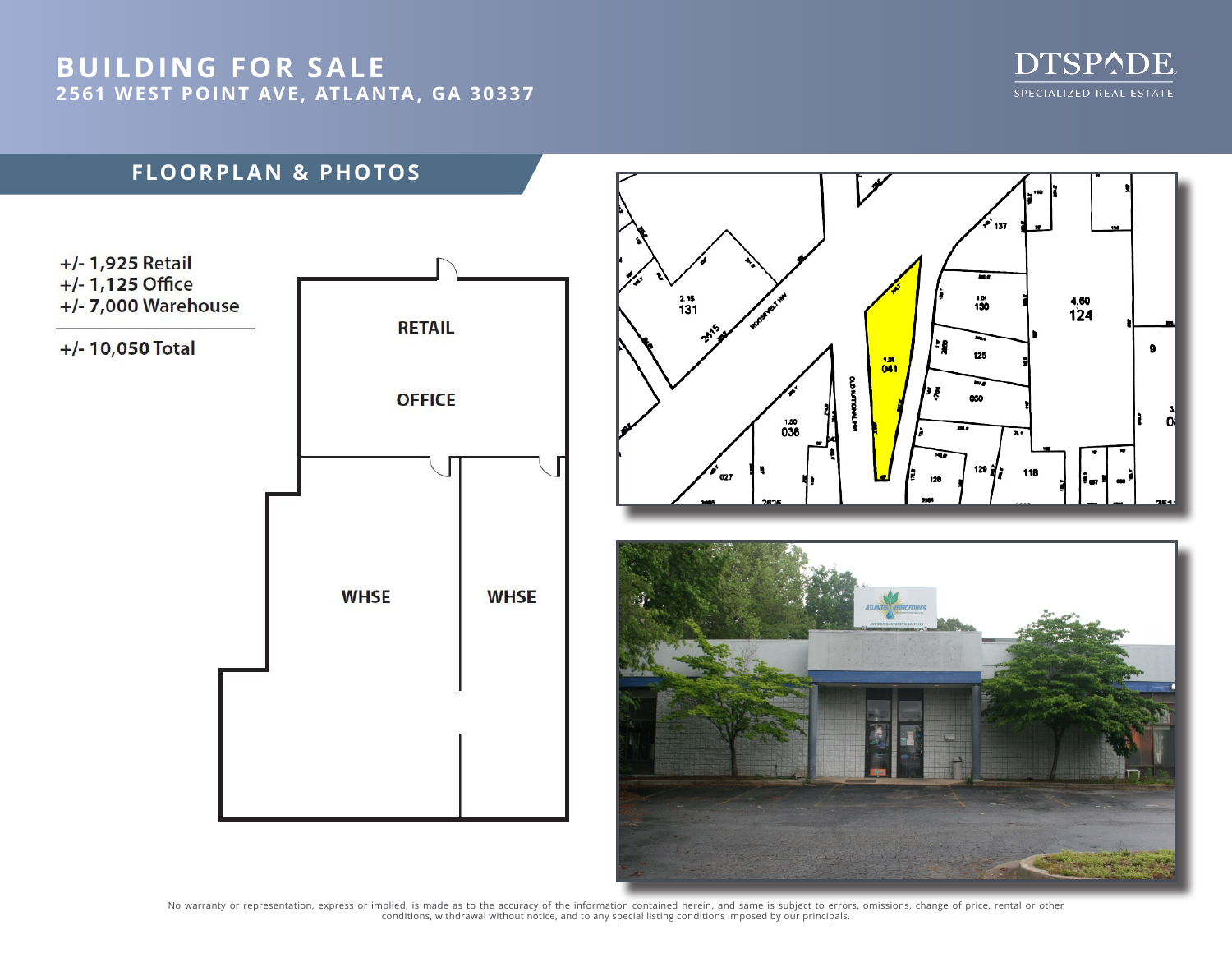# BUILDING FOR SALE

## 2561 WEST POINT AVE, ATLANTA, GA 30337

DTSPADE
SPECIALIZED REAL ESTATE

## FLOORPLAN & PHOTOS

+/- 1,925 Retail
+/- 1,125 Office
+/- 7,000 Warehouse

+/- 10,050 Total

RETAIL

OFFICE

WHSE

WHSE

No warranty or representation, express or implied, is made as to the accuracy of the information contained herein, and same is subject to errors, omissions, change of price, rental or other conditions, withdrawal without notice, and to any special listing conditions imposed by our principals.